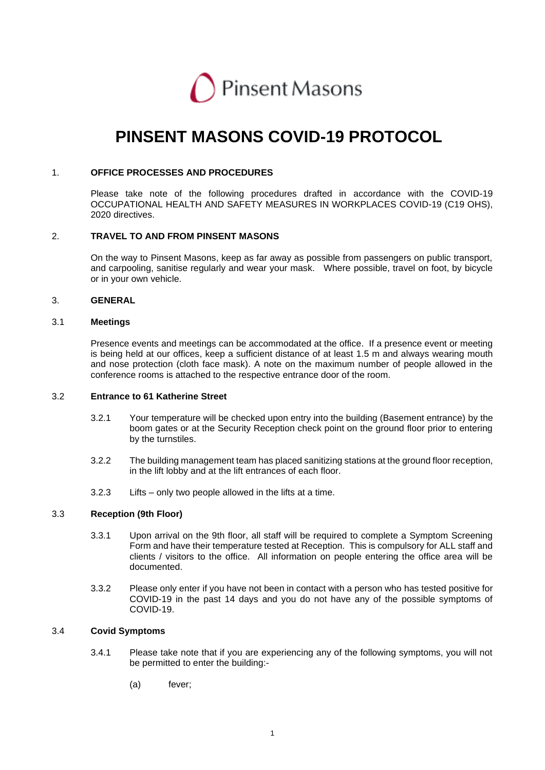Pinsent Masons

# PINSENT MASONS COVID-19 PROTOCOL

## 1. OFFICE PROCESSES AND PROCEDURES

Please take note of the following procedures drafted in accordance with the COVID-19 OCCUPATIONAL HEALTH AND SAFETY MEASURES IN WORKPLACES COVID-19 (C19 OHS), 2020 directives.

## 2. TRAVEL TO AND FROM PINSENT MASONS

On the way to Pinsent Masons, keep as far away as possible from passengers on public transport, and carpooling, sanitise regularly and wear your mask. Where possible, travel on foot, by bicycle or in your own vehicle.

## 3. GENERAL

### 3.1 Meetings

Presence events and meetings can be accommodated at the office. If a presence event or meeting is being held at our offices, keep a sufficient distance of at least 1.5 m and always wearing mouth and nose protection (cloth face mask). A note on the maximum number of people allowed in the conference rooms is attached to the respective entrance door of the room.

### 3.2 Entrance to 61 Katherine Street

3.2.1 Your temperature will be checked upon entry into the building (Basement entrance) by the boom gates or at the Security Reception check point on the ground floor prior to entering by the turnstiles.

3.2.2 The building management team has placed sanitizing stations at the ground floor reception, in the lift lobby and at the lift entrances of each floor.

3.2.3 Lifts – only two people allowed in the lifts at a time.

### 3.3 Reception (9th Floor)

3.3.1 Upon arrival on the 9th floor, all staff will be required to complete a Symptom Screening Form and have their temperature tested at Reception. This is compulsory for ALL staff and clients / visitors to the office. All information on people entering the office area will be documented.

3.3.2 Please only enter if you have not been in contact with a person who has tested positive for COVID-19 in the past 14 days and you do not have any of the possible symptoms of COVID-19.

### 3.4 Covid Symptoms

3.4.1 Please take note that if you are experiencing any of the following symptoms, you will not be permitted to enter the building:-

(a) fever;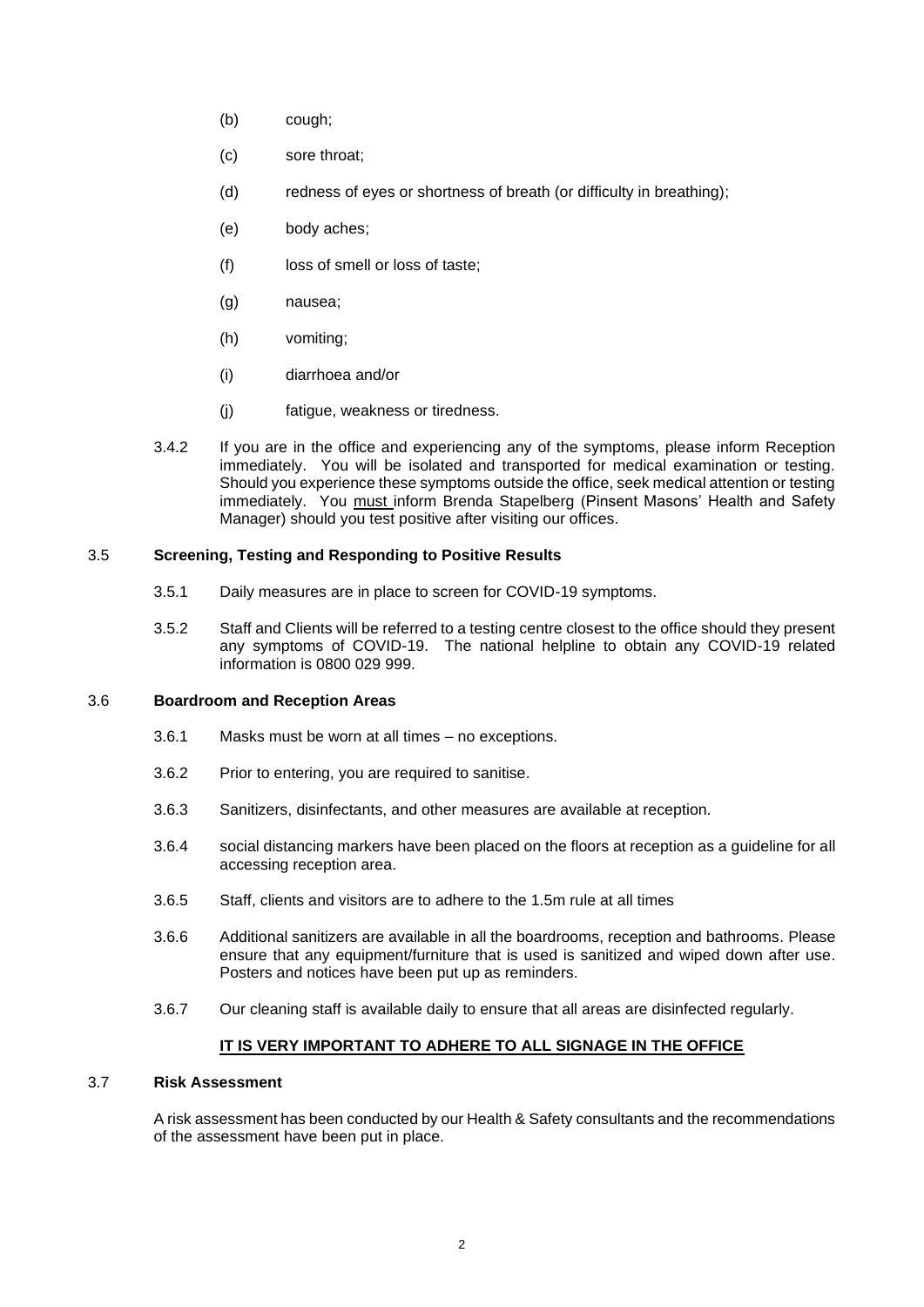(b) cough;

(c) sore throat;

(d) redness of eyes or shortness of breath (or difficulty in breathing);

(e) body aches;

(f) loss of smell or loss of taste;

(g) nausea;

(h) vomiting;

(i) diarrhoea and/or

(j) fatigue, weakness or tiredness.

3.4.2 If you are in the office and experiencing any of the symptoms, please inform Reception immediately. You will be isolated and transported for medical examination or testing. Should you experience these symptoms outside the office, seek medical attention or testing immediately. You <u>must</u> inform Brenda Stapelberg (Pinsent Masons' Health and Safety Manager) should you test positive after visiting our offices.

### 3.5 Screening, Testing and Responding to Positive Results

3.5.1 Daily measures are in place to screen for COVID-19 symptoms.

3.5.2 Staff and Clients will be referred to a testing centre closest to the office should they present any symptoms of COVID-19. The national helpline to obtain any COVID-19 related information is 0800 029 999.

### 3.6 Boardroom and Reception Areas

3.6.1 Masks must be worn at all times – no exceptions.

3.6.2 Prior to entering, you are required to sanitise.

3.6.3 Sanitizers, disinfectants, and other measures are available at reception.

3.6.4 social distancing markers have been placed on the floors at reception as a guideline for all accessing reception area.

3.6.5 Staff, clients and visitors are to adhere to the 1.5m rule at all times

3.6.6 Additional sanitizers are available in all the boardrooms, reception and bathrooms. Please ensure that any equipment/furniture that is used is sanitized and wiped down after use. Posters and notices have been put up as reminders.

3.6.7 Our cleaning staff is available daily to ensure that all areas are disinfected regularly.

**<u>IT IS VERY IMPORTANT TO ADHERE TO ALL SIGNAGE IN THE OFFICE</u>**

### 3.7 Risk Assessment

A risk assessment has been conducted by our Health & Safety consultants and the recommendations of the assessment have been put in place.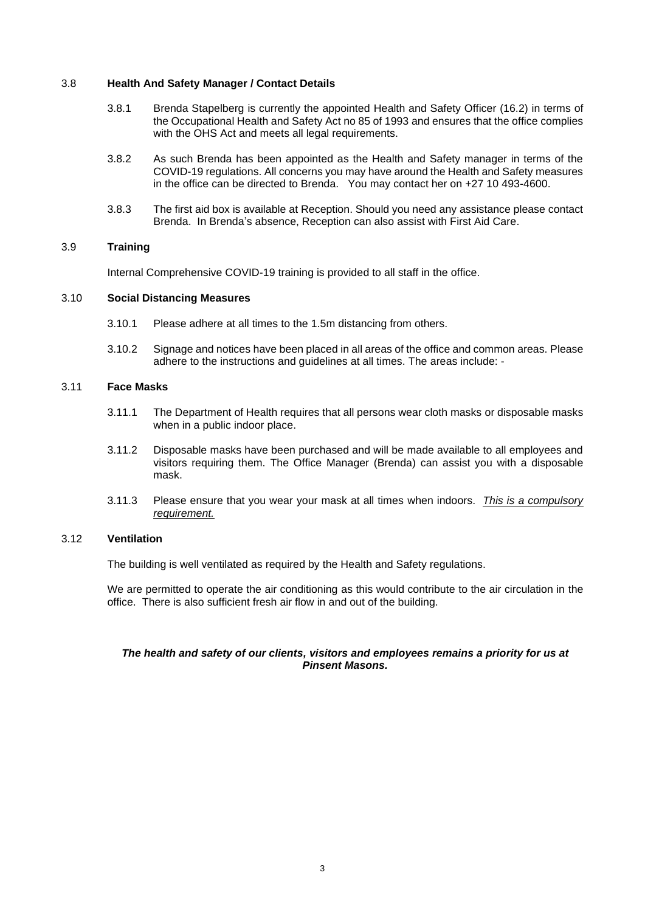### 3.8 **Health And Safety Manager / Contact Details**

3.8.1 Brenda Stapelberg is currently the appointed Health and Safety Officer (16.2) in terms of the Occupational Health and Safety Act no 85 of 1993 and ensures that the office complies with the OHS Act and meets all legal requirements.

3.8.2 As such Brenda has been appointed as the Health and Safety manager in terms of the COVID-19 regulations. All concerns you may have around the Health and Safety measures in the office can be directed to Brenda. You may contact her on +27 10 493-4600.

3.8.3 The first aid box is available at Reception. Should you need any assistance please contact Brenda. In Brenda's absence, Reception can also assist with First Aid Care.

### 3.9 **Training**

Internal Comprehensive COVID-19 training is provided to all staff in the office.

### 3.10 **Social Distancing Measures**

3.10.1 Please adhere at all times to the 1.5m distancing from others.

3.10.2 Signage and notices have been placed in all areas of the office and common areas. Please adhere to the instructions and guidelines at all times. The areas include: -

### 3.11 **Face Masks**

3.11.1 The Department of Health requires that all persons wear cloth masks or disposable masks when in a public indoor place.

3.11.2 Disposable masks have been purchased and will be made available to all employees and visitors requiring them. The Office Manager (Brenda) can assist you with a disposable mask.

3.11.3 Please ensure that you wear your mask at all times when indoors. *This is a compulsory requirement.*

### 3.12 **Ventilation**

The building is well ventilated as required by the Health and Safety regulations.

We are permitted to operate the air conditioning as this would contribute to the air circulation in the office. There is also sufficient fresh air flow in and out of the building.

***The health and safety of our clients, visitors and employees remains a priority for us at Pinsent Masons.***